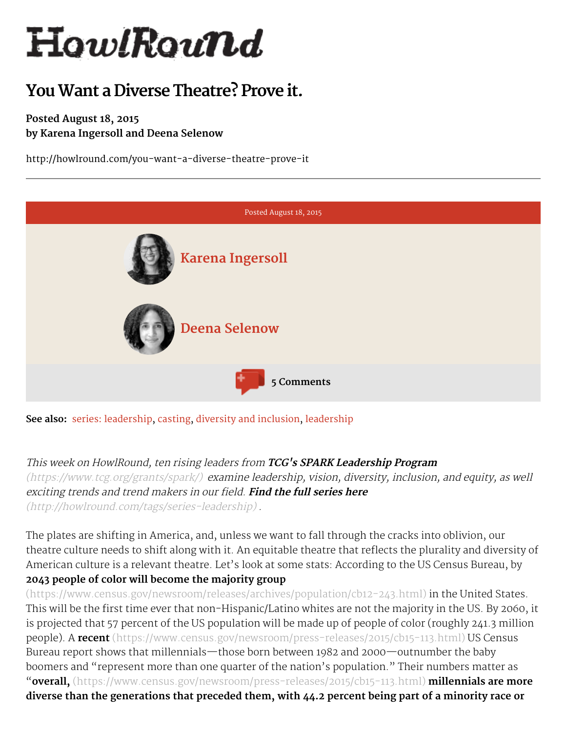# HowlRound

## You Want a Diverse Theatre? Prove it.

**Posted August 18, 2015**
**by Karena Ingersoll and Deena Selenow**

http://howlround.com/you-want-a-diverse-theatre-prove-it

---

Posted August 18, 2015

Karena Ingersoll

Deena Selenow

5 Comments

**See also:** series: leadership, casting, diversity and inclusion, leadership

*This week on HowlRound, ten rising leaders from* ***TCG's SPARK Leadership Program*** *(https://www.tcg.org/grants/spark/) examine leadership, vision, diversity, inclusion, and equity, as well exciting trends and trend makers in our field.* ***Find the full series here*** *(http://howlround.com/tags/series-leadership).*

The plates are shifting in America, and, unless we want to fall through the cracks into oblivion, our theatre culture needs to shift along with it. An equitable theatre that reflects the plurality and diversity of American culture is a relevant theatre. Let's look at some stats: According to the US Census Bureau, by **2043 people of color will become the majority group** (https://www.census.gov/newsroom/releases/archives/population/cb12-243.html) in the United States. This will be the first time ever that non-Hispanic/Latino whites are not the majority in the US. By 2060, it is projected that 57 percent of the US population will be made up of people of color (roughly 241.3 million people). A **recent** (https://www.census.gov/newsroom/press-releases/2015/cb15-113.html) US Census Bureau report shows that millennials—those born between 1982 and 2000—outnumber the baby boomers and "represent more than one quarter of the nation's population." Their numbers matter as "**overall,** (https://www.census.gov/newsroom/press-releases/2015/cb15-113.html) **millennials are more diverse than the generations that preceded them, with 44.2 percent being part of a minority race or**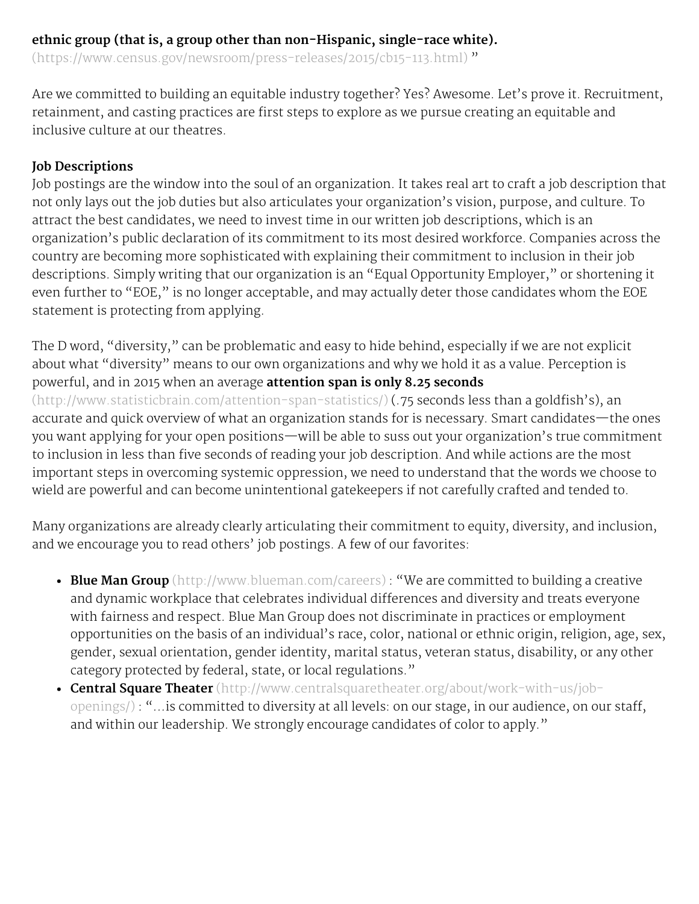**ethnic group (that is, a group other than non-Hispanic, single-race white).** (https://www.census.gov/newsroom/press-releases/2015/cb15-113.html) "

Are we committed to building an equitable industry together? Yes? Awesome. Let's prove it. Recruitment, retainment, and casting practices are first steps to explore as we pursue creating an equitable and inclusive culture at our theatres.

**Job Descriptions**

Job postings are the window into the soul of an organization. It takes real art to craft a job description that not only lays out the job duties but also articulates your organization's vision, purpose, and culture. To attract the best candidates, we need to invest time in our written job descriptions, which is an organization's public declaration of its commitment to its most desired workforce. Companies across the country are becoming more sophisticated with explaining their commitment to inclusion in their job descriptions. Simply writing that our organization is an "Equal Opportunity Employer," or shortening it even further to "EOE," is no longer acceptable, and may actually deter those candidates whom the EOE statement is protecting from applying.

The D word, "diversity," can be problematic and easy to hide behind, especially if we are not explicit about what "diversity" means to our own organizations and why we hold it as a value. Perception is powerful, and in 2015 when an average **attention span is only 8.25 seconds** (http://www.statisticbrain.com/attention-span-statistics/) (.75 seconds less than a goldfish's), an accurate and quick overview of what an organization stands for is necessary. Smart candidates—the ones you want applying for your open positions—will be able to suss out your organization's true commitment to inclusion in less than five seconds of reading your job description. And while actions are the most important steps in overcoming systemic oppression, we need to understand that the words we choose to wield are powerful and can become unintentional gatekeepers if not carefully crafted and tended to.

Many organizations are already clearly articulating their commitment to equity, diversity, and inclusion, and we encourage you to read others' job postings. A few of our favorites:

- **Blue Man Group** (http://www.blueman.com/careers) : "We are committed to building a creative and dynamic workplace that celebrates individual differences and diversity and treats everyone with fairness and respect. Blue Man Group does not discriminate in practices or employment opportunities on the basis of an individual's race, color, national or ethnic origin, religion, age, sex, gender, sexual orientation, gender identity, marital status, veteran status, disability, or any other category protected by federal, state, or local regulations."
- **Central Square Theater** (http://www.centralsquaretheater.org/about/work-with-us/job-openings/) : "...is committed to diversity at all levels: on our stage, in our audience, on our staff, and within our leadership. We strongly encourage candidates of color to apply."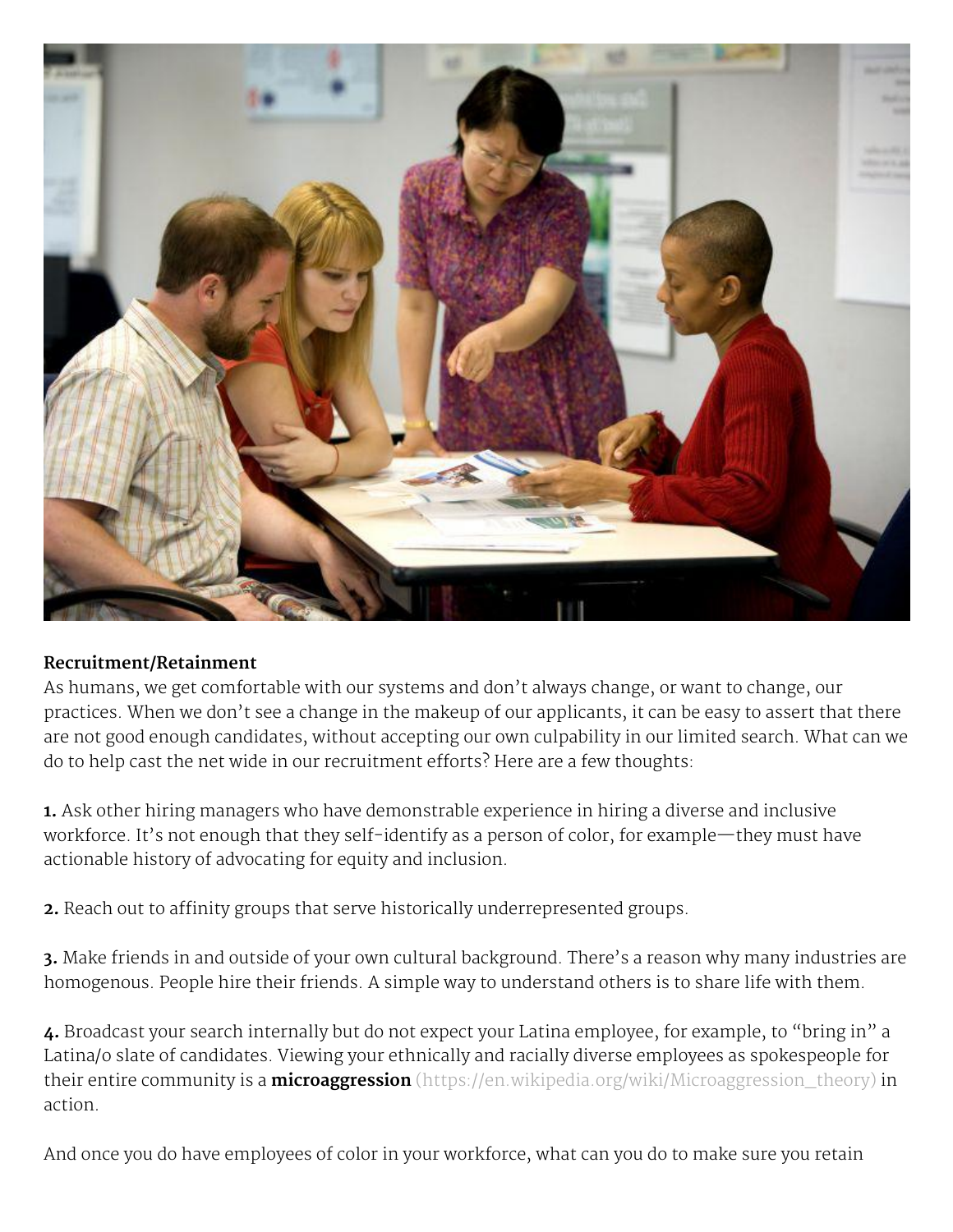**Recruitment/Retainment**

As humans, we get comfortable with our systems and don't always change, or want to change, our practices. When we don't see a change in the makeup of our applicants, it can be easy to assert that there are not good enough candidates, without accepting our own culpability in our limited search. What can we do to help cast the net wide in our recruitment efforts? Here are a few thoughts:

**1.** Ask other hiring managers who have demonstrable experience in hiring a diverse and inclusive workforce. It's not enough that they self-identify as a person of color, for example—they must have actionable history of advocating for equity and inclusion.

**2.** Reach out to affinity groups that serve historically underrepresented groups.

**3.** Make friends in and outside of your own cultural background. There's a reason why many industries are homogenous. People hire their friends. A simple way to understand others is to share life with them.

**4.** Broadcast your search internally but do not expect your Latina employee, for example, to "bring in" a Latina/o slate of candidates. Viewing your ethnically and racially diverse employees as spokespeople for their entire community is a **microaggression** (https://en.wikipedia.org/wiki/Microaggression_theory) in action.

And once you do have employees of color in your workforce, what can you do to make sure you retain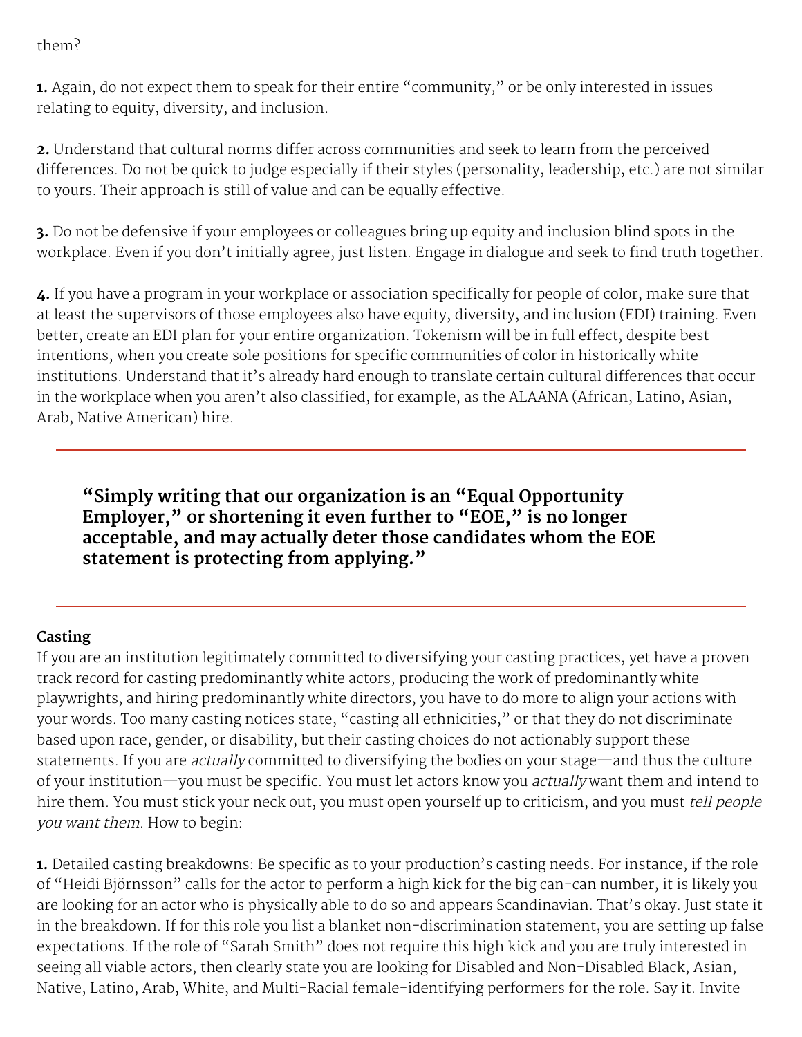them?

**1.** Again, do not expect them to speak for their entire "community," or be only interested in issues relating to equity, diversity, and inclusion.

**2.** Understand that cultural norms differ across communities and seek to learn from the perceived differences. Do not be quick to judge especially if their styles (personality, leadership, etc.) are not similar to yours. Their approach is still of value and can be equally effective.

**3.** Do not be defensive if your employees or colleagues bring up equity and inclusion blind spots in the workplace. Even if you don't initially agree, just listen. Engage in dialogue and seek to find truth together.

**4.** If you have a program in your workplace or association specifically for people of color, make sure that at least the supervisors of those employees also have equity, diversity, and inclusion (EDI) training. Even better, create an EDI plan for your entire organization. Tokenism will be in full effect, despite best intentions, when you create sole positions for specific communities of color in historically white institutions. Understand that it's already hard enough to translate certain cultural differences that occur in the workplace when you aren't also classified, for example, as the ALAANA (African, Latino, Asian, Arab, Native American) hire.

> **"Simply writing that our organization is an "Equal Opportunity Employer," or shortening it even further to "EOE," is no longer acceptable, and may actually deter those candidates whom the EOE statement is protecting from applying."**

**Casting**

If you are an institution legitimately committed to diversifying your casting practices, yet have a proven track record for casting predominantly white actors, producing the work of predominantly white playwrights, and hiring predominantly white directors, you have to do more to align your actions with your words. Too many casting notices state, "casting all ethnicities," or that they do not discriminate based upon race, gender, or disability, but their casting choices do not actionably support these statements. If you are *actually* committed to diversifying the bodies on your stage—and thus the culture of your institution—you must be specific. You must let actors know you *actually* want them and intend to hire them. You must stick your neck out, you must open yourself up to criticism, and you must *tell people you want them.* How to begin:

**1.** Detailed casting breakdowns: Be specific as to your production's casting needs. For instance, if the role of "Heidi Björnsson" calls for the actor to perform a high kick for the big can-can number, it is likely you are looking for an actor who is physically able to do so and appears Scandinavian. That's okay. Just state it in the breakdown. If for this role you list a blanket non-discrimination statement, you are setting up false expectations. If the role of "Sarah Smith" does not require this high kick and you are truly interested in seeing all viable actors, then clearly state you are looking for Disabled and Non-Disabled Black, Asian, Native, Latino, Arab, White, and Multi-Racial female-identifying performers for the role. Say it. Invite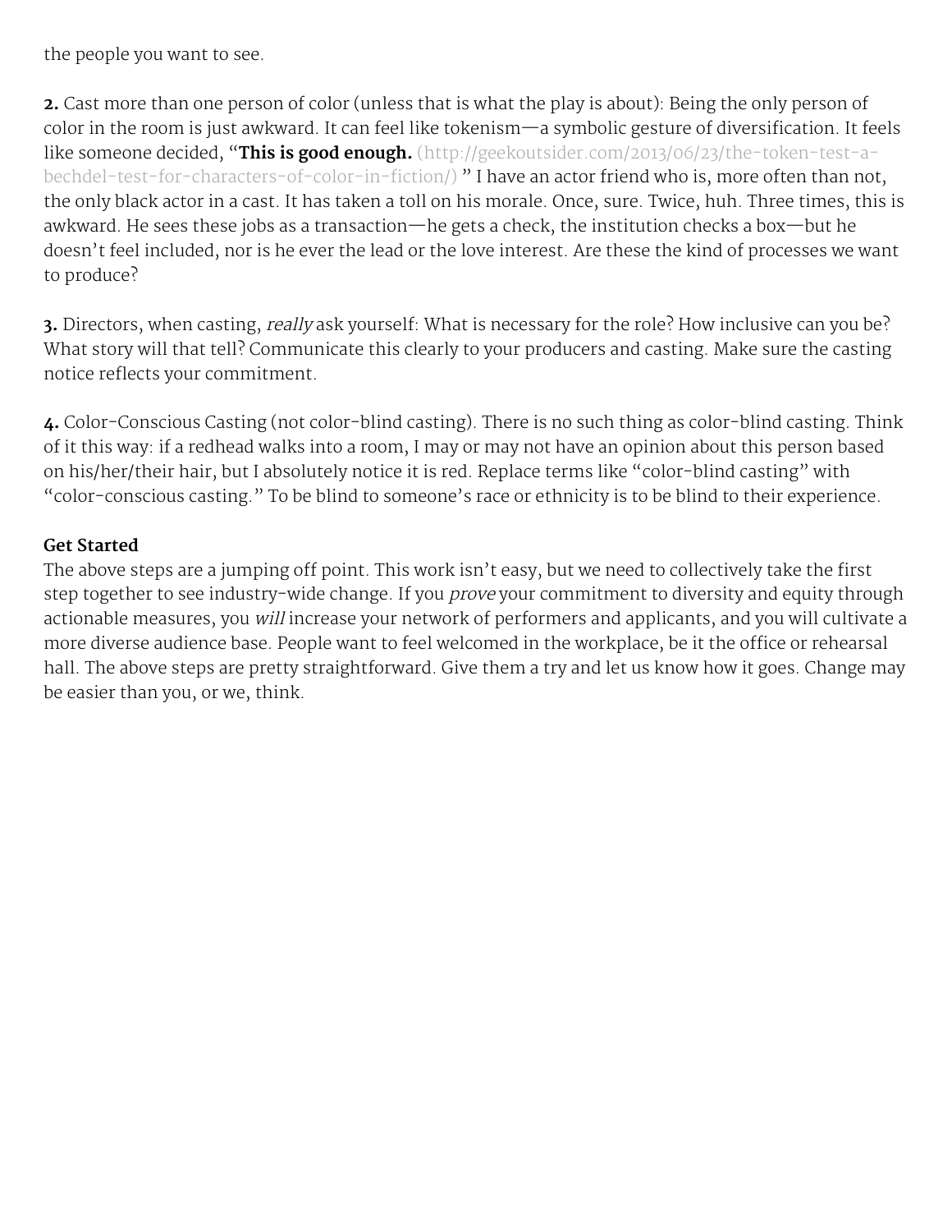the people you want to see.

**2.** Cast more than one person of color (unless that is what the play is about): Being the only person of color in the room is just awkward. It can feel like tokenism—a symbolic gesture of diversification. It feels like someone decided, "**This is good enough.** (http://geekoutsider.com/2013/06/23/the-token-test-a-bechdel-test-for-characters-of-color-in-fiction/) " I have an actor friend who is, more often than not, the only black actor in a cast. It has taken a toll on his morale. Once, sure. Twice, huh. Three times, this is awkward. He sees these jobs as a transaction—he gets a check, the institution checks a box—but he doesn't feel included, nor is he ever the lead or the love interest. Are these the kind of processes we want to produce?

**3.** Directors, when casting, *really* ask yourself: What is necessary for the role? How inclusive can you be? What story will that tell? Communicate this clearly to your producers and casting. Make sure the casting notice reflects your commitment.

**4.** Color-Conscious Casting (not color-blind casting). There is no such thing as color-blind casting. Think of it this way: if a redhead walks into a room, I may or may not have an opinion about this person based on his/her/their hair, but I absolutely notice it is red. Replace terms like "color-blind casting" with "color-conscious casting." To be blind to someone's race or ethnicity is to be blind to their experience.

**Get Started**

The above steps are a jumping off point. This work isn't easy, but we need to collectively take the first step together to see industry-wide change. If you *prove* your commitment to diversity and equity through actionable measures, you *will* increase your network of performers and applicants, and you will cultivate a more diverse audience base. People want to feel welcomed in the workplace, be it the office or rehearsal hall. The above steps are pretty straightforward. Give them a try and let us know how it goes. Change may be easier than you, or we, think.